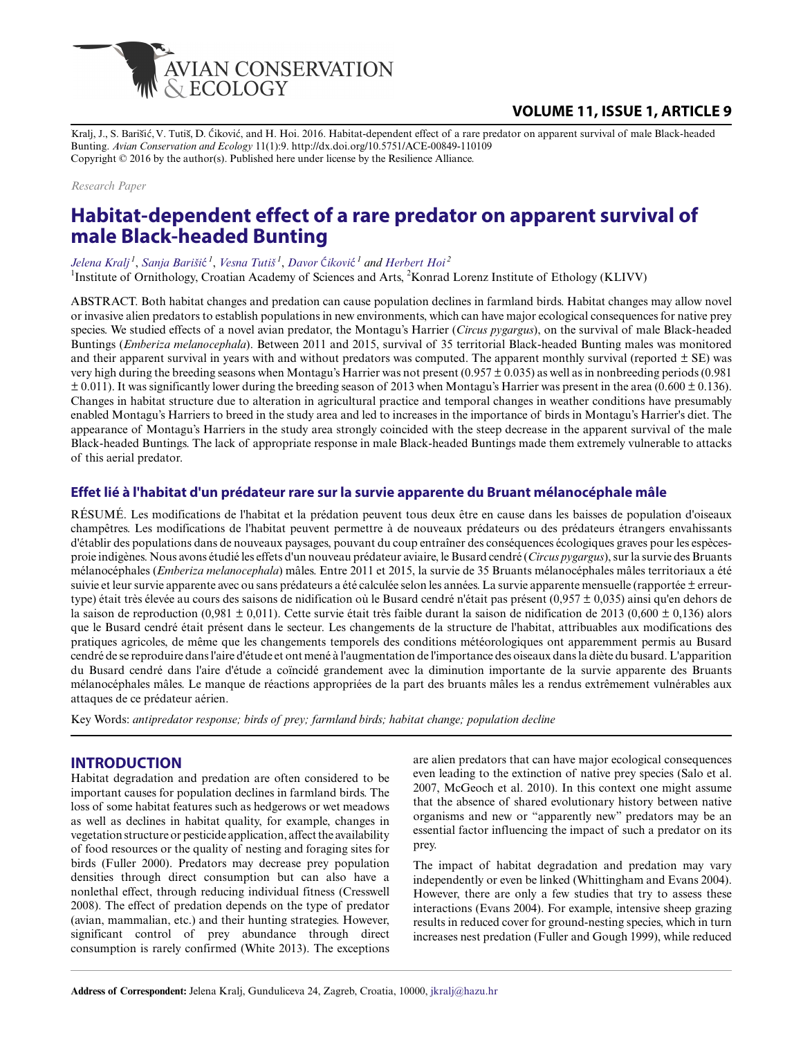Kralj, J., S. Barišić, V. Tutiš, D. Ćiković, and H. Hoi. 2016. Habitat-dependent effect of a rare predator on apparent survival of male Black-headed Bunting. *Avian Conservation and Ecology* 11(1):9. http://dx.doi.org/10.5751/ACE-00849-110109
Copyright © 2016 by the author(s). Published here under license by the Resilience Alliance.

*Research Paper*

# Habitat-dependent effect of a rare predator on apparent survival of male Black-headed Bunting

*Jelena Kralj* [1], *Sanja Barišić* [1], *Vesna Tutiš* [1], *Davor Ćiković* [1] and *Herbert Hoi* [2]

[1]Institute of Ornithology, Croatian Academy of Sciences and Arts, [2]Konrad Lorenz Institute of Ethology (KLIVV)

ABSTRACT. Both habitat changes and predation can cause population declines in farmland birds. Habitat changes may allow novel or invasive alien predators to establish populations in new environments, which can have major ecological consequences for native prey species. We studied effects of a novel avian predator, the Montagu's Harrier (*Circus pygargus*), on the survival of male Black-headed Buntings (*Emberiza melanocephala*). Between 2011 and 2015, survival of 35 territorial Black-headed Bunting males was monitored and their apparent survival in years with and without predators was computed. The apparent monthly survival (reported ± SE) was very high during the breeding seasons when Montagu's Harrier was not present (0.957 ± 0.035) as well as in nonbreeding periods (0.981 ± 0.011). It was significantly lower during the breeding season of 2013 when Montagu's Harrier was present in the area (0.600 ± 0.136). Changes in habitat structure due to alteration in agricultural practice and temporal changes in weather conditions have presumably enabled Montagu's Harriers to breed in the study area and led to increases in the importance of birds in Montagu's Harrier's diet. The appearance of Montagu's Harriers in the study area strongly coincided with the steep decrease in the apparent survival of the male Black-headed Buntings. The lack of appropriate response in male Black-headed Buntings made them extremely vulnerable to attacks of this aerial predator.

## Effet lié à l'habitat d'un prédateur rare sur la survie apparente du Bruant mélanocéphale mâle

RÉSUMÉ. Les modifications de l'habitat et la prédation peuvent tous deux être en cause dans les baisses de population d'oiseaux champêtres. Les modifications de l'habitat peuvent permettre à de nouveaux prédateurs ou des prédateurs étrangers envahissants d'établir des populations dans de nouveaux paysages, pouvant du coup entraîner des conséquences écologiques graves pour les espèces-proie indigènes. Nous avons étudié les effets d'un nouveau prédateur aviaire, le Busard cendré (*Circus pygargus*), sur la survie des Bruants mélanocéphales (*Emberiza melanocephala*) mâles. Entre 2011 et 2015, la survie de 35 Bruants mélanocéphales mâles territoriaux a été suivie et leur survie apparente avec ou sans prédateurs a été calculée selon les années. La survie apparente mensuelle (rapportée ± erreur-type) était très élevée au cours des saisons de nidification où le Busard cendré n'était pas présent (0,957 ± 0,035) ainsi qu'en dehors de la saison de reproduction (0,981 ± 0,011). Cette survie était très faible durant la saison de nidification de 2013 (0,600 ± 0,136) alors que le Busard cendré était présent dans le secteur. Les changements de la structure de l'habitat, attribuables aux modifications des pratiques agricoles, de même que les changements temporels des conditions météorologiques ont apparemment permis au Busard cendré de se reproduire dans l'aire d'étude et ont mené à l'augmentation de l'importance des oiseaux dans la diète du busard. L'apparition du Busard cendré dans l'aire d'étude a coïncidé grandement avec la diminution importante de la survie apparente des Bruants mélanocéphales mâles. Le manque de réactions appropriées de la part des bruants mâles les a rendus extrêmement vulnérables aux attaques de ce prédateur aérien.

Key Words: *antipredator response; birds of prey; farmland birds; habitat change; population decline*

## INTRODUCTION

Habitat degradation and predation are often considered to be important causes for population declines in farmland birds. The loss of some habitat features such as hedgerows or wet meadows as well as declines in habitat quality, for example, changes in vegetation structure or pesticide application, affect the availability of food resources or the quality of nesting and foraging sites for birds (Fuller 2000). Predators may decrease prey population densities through direct consumption but can also have a nonlethal effect, through reducing individual fitness (Cresswell 2008). The effect of predation depends on the type of predator (avian, mammalian, etc.) and their hunting strategies. However, significant control of prey abundance through direct consumption is rarely confirmed (White 2013). The exceptions are alien predators that can have major ecological consequences even leading to the extinction of native prey species (Salo et al. 2007, McGeoch et al. 2010). In this context one might assume that the absence of shared evolutionary history between native organisms and new or "apparently new" predators may be an essential factor influencing the impact of such a predator on its prey.

The impact of habitat degradation and predation may vary independently or even be linked (Whittingham and Evans 2004). However, there are only a few studies that try to assess these interactions (Evans 2004). For example, intensive sheep grazing results in reduced cover for ground-nesting species, which in turn increases nest predation (Fuller and Gough 1999), while reduced

**Address of Correspondent:** Jelena Kralj, Gunduliceva 24, Zagreb, Croatia, 10000, jkralj@hazu.hr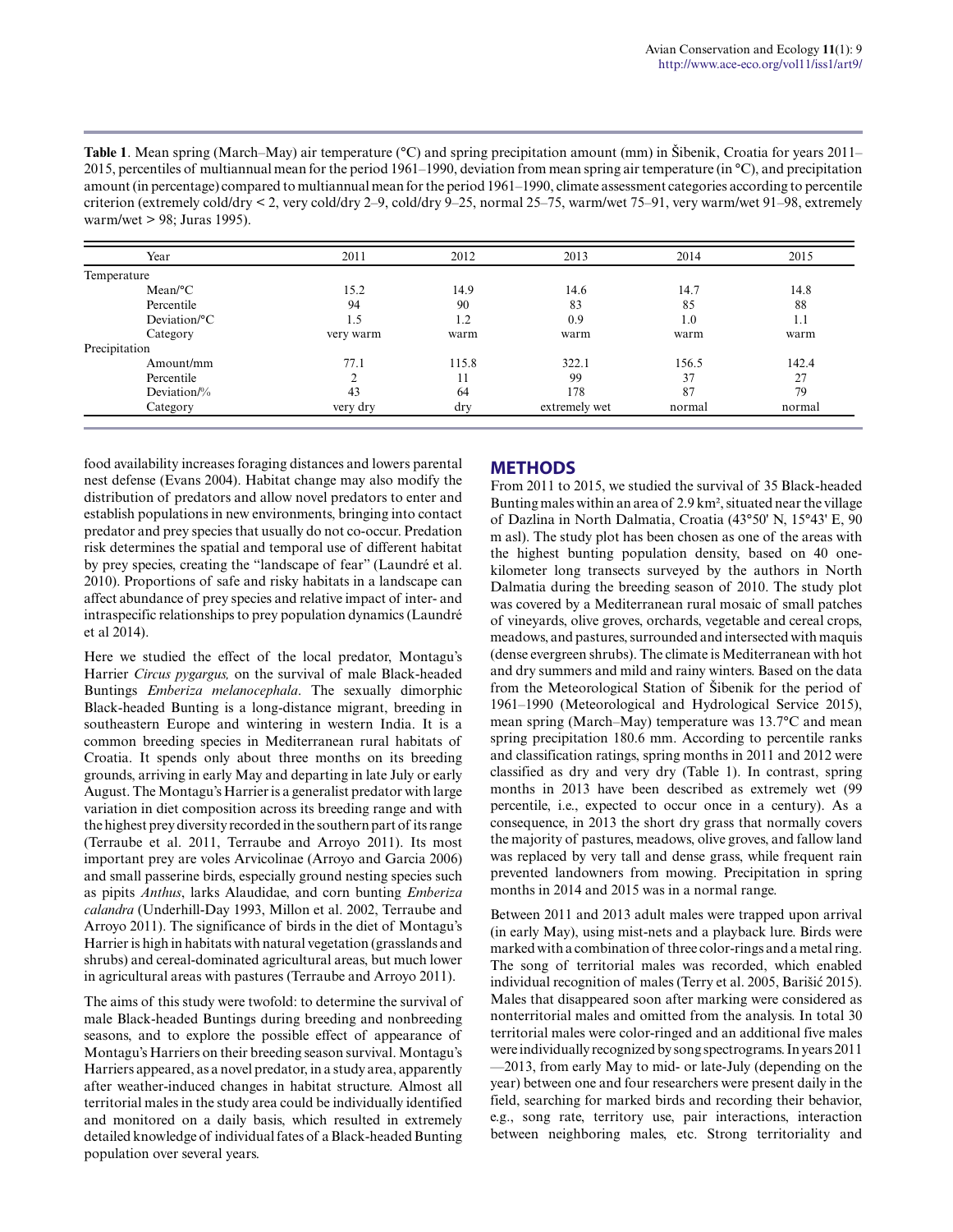**Table 1**. Mean spring (March–May) air temperature (°C) and spring precipitation amount (mm) in Šibenik, Croatia for years 2011–2015, percentiles of multiannual mean for the period 1961–1990, deviation from mean spring air temperature (in °C), and precipitation amount (in percentage) compared to multiannual mean for the period 1961–1990, climate assessment categories according to percentile criterion (extremely cold/dry < 2, very cold/dry 2–9, cold/dry 9–25, normal 25–75, warm/wet 75–91, very warm/wet 91–98, extremely warm/wet > 98; Juras 1995).

| Year | 2011 | 2012 | 2013 | 2014 | 2015 |
|---|---|---|---|---|---|
| Temperature | | | | | |
| Mean/°C | 15.2 | 14.9 | 14.6 | 14.7 | 14.8 |
| Percentile | 94 | 90 | 83 | 85 | 88 |
| Deviation/°C | 1.5 | 1.2 | 0.9 | 1.0 | 1.1 |
| Category | very warm | warm | warm | warm | warm |
| Precipitation | | | | | |
| Amount/mm | 77.1 | 115.8 | 322.1 | 156.5 | 142.4 |
| Percentile | 2 | 11 | 99 | 37 | 27 |
| Deviation/% | 43 | 64 | 178 | 87 | 79 |
| Category | very dry | dry | extremely wet | normal | normal |

food availability increases foraging distances and lowers parental nest defense (Evans 2004). Habitat change may also modify the distribution of predators and allow novel predators to enter and establish populations in new environments, bringing into contact predator and prey species that usually do not co-occur. Predation risk determines the spatial and temporal use of different habitat by prey species, creating the "landscape of fear" (Laundré et al. 2010). Proportions of safe and risky habitats in a landscape can affect abundance of prey species and relative impact of inter- and intraspecific relationships to prey population dynamics (Laundré et al 2014).

Here we studied the effect of the local predator, Montagu's Harrier *Circus pygargus,* on the survival of male Black-headed Buntings *Emberiza melanocephala*. The sexually dimorphic Black-headed Bunting is a long-distance migrant, breeding in southeastern Europe and wintering in western India. It is a common breeding species in Mediterranean rural habitats of Croatia. It spends only about three months on its breeding grounds, arriving in early May and departing in late July or early August. The Montagu's Harrier is a generalist predator with large variation in diet composition across its breeding range and with the highest prey diversity recorded in the southern part of its range (Terraube et al. 2011, Terraube and Arroyo 2011). Its most important prey are voles Arvicolinae (Arroyo and Garcia 2006) and small passerine birds, especially ground nesting species such as pipits *Anthus*, larks Alaudidae, and corn bunting *Emberiza calandra* (Underhill-Day 1993, Millon et al. 2002, Terraube and Arroyo 2011). The significance of birds in the diet of Montagu's Harrier is high in habitats with natural vegetation (grasslands and shrubs) and cereal-dominated agricultural areas, but much lower in agricultural areas with pastures (Terraube and Arroyo 2011).

The aims of this study were twofold: to determine the survival of male Black-headed Buntings during breeding and nonbreeding seasons, and to explore the possible effect of appearance of Montagu's Harriers on their breeding season survival. Montagu's Harriers appeared, as a novel predator, in a study area, apparently after weather-induced changes in habitat structure. Almost all territorial males in the study area could be individually identified and monitored on a daily basis, which resulted in extremely detailed knowledge of individual fates of a Black-headed Bunting population over several years.

## METHODS

From 2011 to 2015, we studied the survival of 35 Black-headed Bunting males within an area of 2.9 km², situated near the village of Dazlina in North Dalmatia, Croatia (43°50' N, 15°43' E, 90 m asl). The study plot has been chosen as one of the areas with the highest bunting population density, based on 40 one-kilometer long transects surveyed by the authors in North Dalmatia during the breeding season of 2010. The study plot was covered by a Mediterranean rural mosaic of small patches of vineyards, olive groves, orchards, vegetable and cereal crops, meadows, and pastures, surrounded and intersected with maquis (dense evergreen shrubs). The climate is Mediterranean with hot and dry summers and mild and rainy winters. Based on the data from the Meteorological Station of Šibenik for the period of 1961–1990 (Meteorological and Hydrological Service 2015), mean spring (March–May) temperature was 13.7°C and mean spring precipitation 180.6 mm. According to percentile ranks and classification ratings, spring months in 2011 and 2012 were classified as dry and very dry (Table 1). In contrast, spring months in 2013 have been described as extremely wet (99 percentile, i.e., expected to occur once in a century). As a consequence, in 2013 the short dry grass that normally covers the majority of pastures, meadows, olive groves, and fallow land was replaced by very tall and dense grass, while frequent rain prevented landowners from mowing. Precipitation in spring months in 2014 and 2015 was in a normal range.

Between 2011 and 2013 adult males were trapped upon arrival (in early May), using mist-nets and a playback lure. Birds were marked with a combination of three color-rings and a metal ring. The song of territorial males was recorded, which enabled individual recognition of males (Terry et al. 2005, Barišić 2015). Males that disappeared soon after marking were considered as nonterritorial males and omitted from the analysis. In total 30 territorial males were color-ringed and an additional five males were individually recognized by song spectrograms. In years 2011—2013, from early May to mid- or late-July (depending on the year) between one and four researchers were present daily in the field, searching for marked birds and recording their behavior, e.g., song rate, territory use, pair interactions, interaction between neighboring males, etc. Strong territoriality and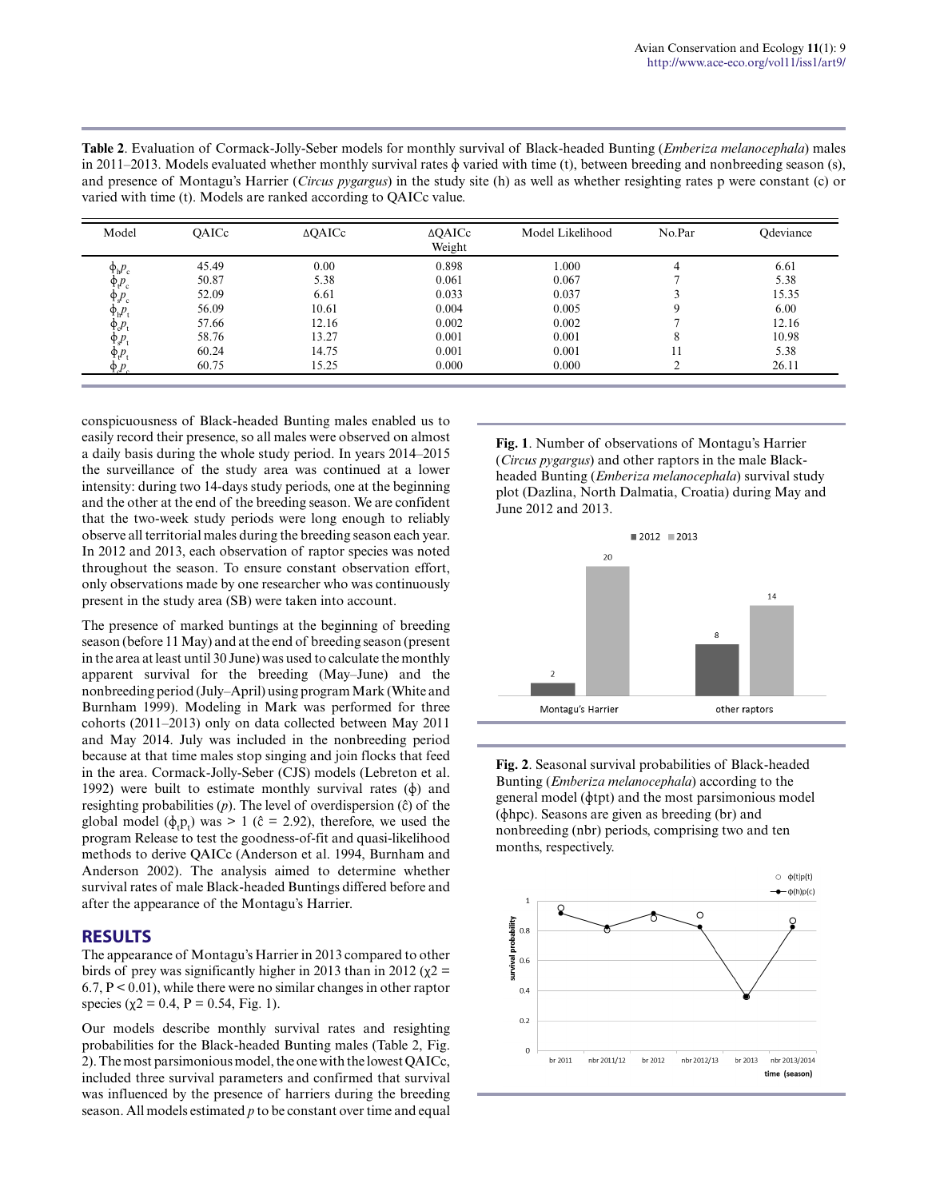**Table 2**. Evaluation of Cormack-Jolly-Seber models for monthly survival of Black-headed Bunting (*Emberiza melanocephala*) males in 2011–2013. Models evaluated whether monthly survival rates ϕ varied with time (t), between breeding and nonbreeding season (s), and presence of Montagu's Harrier (*Circus pygargus*) in the study site (h) as well as whether resighting rates p were constant (c) or varied with time (t). Models are ranked according to QAICc value.

| Model | QAICc | ΔQAICc | ΔQAICc Weight | Model Likelihood | No.Par | Qdeviance |
|---|---|---|---|---|---|---|
| $\phi_h p_c$ | 45.49 | 0.00 | 0.898 | 1.000 | 4 | 6.61 |
| $\phi_t p_c$ | 50.87 | 5.38 | 0.061 | 0.067 | 7 | 5.38 |
| $\phi_s p_c$ | 52.09 | 6.61 | 0.033 | 0.037 | 3 | 15.35 |
| $\phi_h p_t$ | 56.09 | 10.61 | 0.004 | 0.005 | 9 | 6.00 |
| $\phi_c p_t$ | 57.66 | 12.16 | 0.002 | 0.002 | 7 | 12.16 |
| $\phi_s p_t$ | 58.76 | 13.27 | 0.001 | 0.001 | 8 | 10.98 |
| $\phi_t p_t$ | 60.24 | 14.75 | 0.001 | 0.001 | 11 | 5.38 |
| $\phi_c p_c$ | 60.75 | 15.25 | 0.000 | 0.000 | 2 | 26.11 |

conspicuousness of Black-headed Bunting males enabled us to easily record their presence, so all males were observed on almost a daily basis during the whole study period. In years 2014–2015 the surveillance of the study area was continued at a lower intensity: during two 14-days study periods, one at the beginning and the other at the end of the breeding season. We are confident that the two-week study periods were long enough to reliably observe all territorial males during the breeding season each year. In 2012 and 2013, each observation of raptor species was noted throughout the season. To ensure constant observation effort, only observations made by one researcher who was continuously present in the study area (SB) were taken into account.

The presence of marked buntings at the beginning of breeding season (before 11 May) and at the end of breeding season (present in the area at least until 30 June) was used to calculate the monthly apparent survival for the breeding (May–June) and the nonbreeding period (July–April) using program Mark (White and Burnham 1999). Modeling in Mark was performed for three cohorts (2011–2013) only on data collected between May 2011 and May 2014. July was included in the nonbreeding period because at that time males stop singing and join flocks that feed in the area. Cormack-Jolly-Seber (CJS) models (Lebreton et al. 1992) were built to estimate monthly survival rates (ϕ) and resighting probabilities (*p*). The level of overdispersion ($\hat{c}$) of the global model ($\phi_t p_t$) was > 1 ($\hat{c}$ = 2.92), therefore, we used the program Release to test the goodness-of-fit and quasi-likelihood methods to derive QAICc (Anderson et al. 1994, Burnham and Anderson 2002). The analysis aimed to determine whether survival rates of male Black-headed Buntings differed before and after the appearance of the Montagu's Harrier.

## RESULTS

The appearance of Montagu's Harrier in 2013 compared to other birds of prey was significantly higher in 2013 than in 2012 ($\chi^2$ = 6.7, P < 0.01), while there were no similar changes in other raptor species ($\chi^2$ = 0.4, P = 0.54, Fig. 1).

Our models describe monthly survival rates and resighting probabilities for the Black-headed Bunting males (Table 2, Fig. 2). The most parsimonious model, the one with the lowest QAICc, included three survival parameters and confirmed that survival was influenced by the presence of harriers during the breeding season. All models estimated *p* to be constant over time and equal

**Fig. 1**. Number of observations of Montagu's Harrier (*Circus pygargus*) and other raptors in the male Black-headed Bunting (*Emberiza melanocephala*) survival study plot (Dazlina, North Dalmatia, Croatia) during May and June 2012 and 2013.

**Fig. 2**. Seasonal survival probabilities of Black-headed Bunting (*Emberiza melanocephala*) according to the general model (ϕtpt) and the most parsimonious model (ϕhpc). Seasons are given as breeding (br) and nonbreeding (nbr) periods, comprising two and ten months, respectively.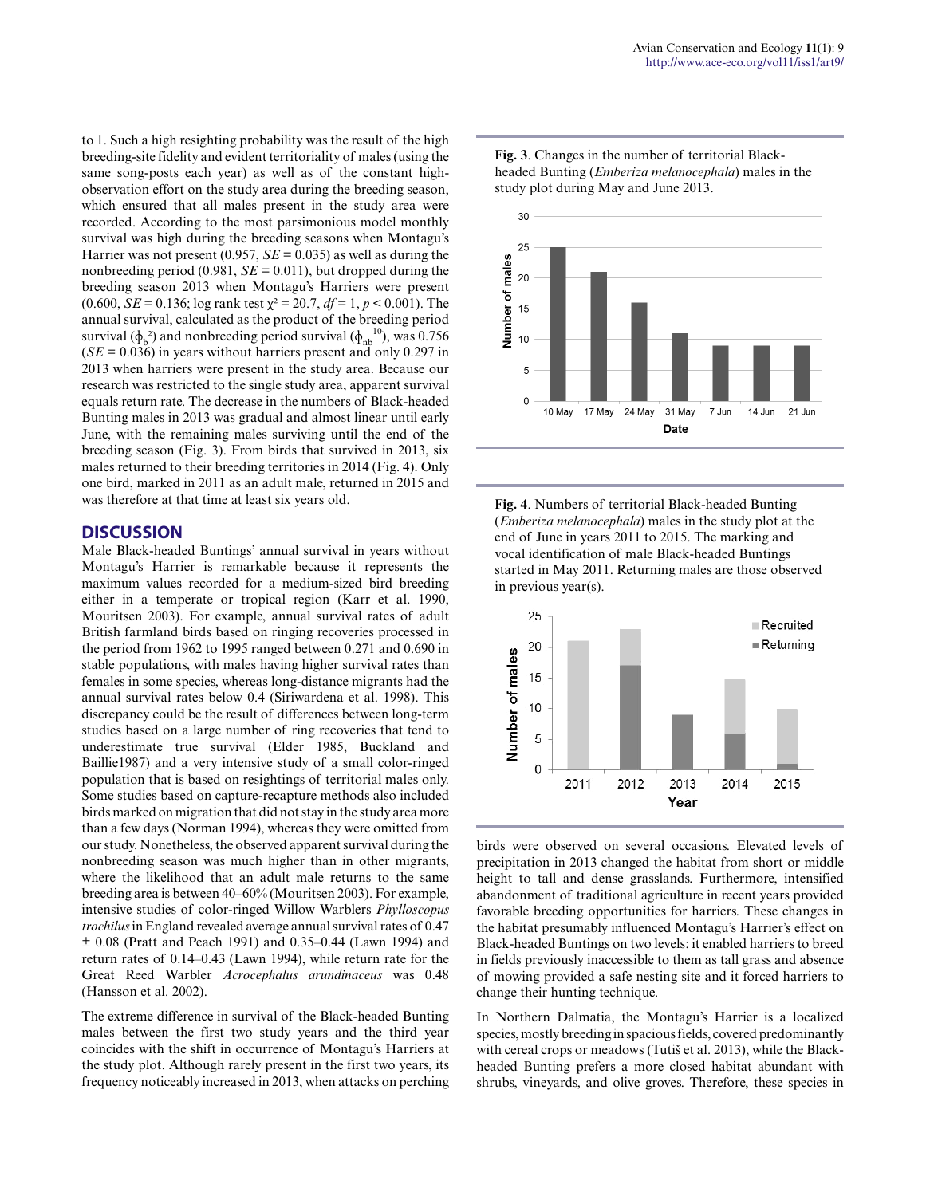to 1. Such a high resighting probability was the result of the high breeding-site fidelity and evident territoriality of males (using the same song-posts each year) as well as of the constant high-observation effort on the study area during the breeding season, which ensured that all males present in the study area were recorded. According to the most parsimonious model monthly survival was high during the breeding seasons when Montagu's Harrier was not present (0.957, *SE* = 0.035) as well as during the nonbreeding period (0.981, *SE* = 0.011), but dropped during the breeding season 2013 when Montagu's Harriers were present (0.600, *SE* = 0.136; log rank test $\chi^2 = 20.7$, $df = 1$, $p < 0.001$). The annual survival, calculated as the product of the breeding period survival ($\phi_b^{\,2}$) and nonbreeding period survival ($\phi_{nb}^{\,10}$), was 0.756 (*SE* = 0.036) in years without harriers present and only 0.297 in 2013 when harriers were present in the study area. Because our research was restricted to the single study area, apparent survival equals return rate. The decrease in the numbers of Black-headed Bunting males in 2013 was gradual and almost linear until early June, with the remaining males surviving until the end of the breeding season (Fig. 3). From birds that survived in 2013, six males returned to their breeding territories in 2014 (Fig. 4). Only one bird, marked in 2011 as an adult male, returned in 2015 and was therefore at that time at least six years old.

**Fig. 3**. Changes in the number of territorial Black-headed Bunting (*Emberiza melanocephala*) males in the study plot during May and June 2013.

**Fig. 4**. Numbers of territorial Black-headed Bunting (*Emberiza melanocephala*) males in the study plot at the end of June in years 2011 to 2015. The marking and vocal identification of male Black-headed Buntings started in May 2011. Returning males are those observed in previous year(s).

## DISCUSSION

Male Black-headed Buntings' annual survival in years without Montagu's Harrier is remarkable because it represents the maximum values recorded for a medium-sized bird breeding either in a temperate or tropical region (Karr et al. 1990, Mouritsen 2003). For example, annual survival rates of adult British farmland birds based on ringing recoveries processed in the period from 1962 to 1995 ranged between 0.271 and 0.690 in stable populations, with males having higher survival rates than females in some species, whereas long-distance migrants had the annual survival rates below 0.4 (Siriwardena et al. 1998). This discrepancy could be the result of differences between long-term studies based on a large number of ring recoveries that tend to underestimate true survival (Elder 1985, Buckland and Baillie1987) and a very intensive study of a small color-ringed population that is based on resightings of territorial males only. Some studies based on capture-recapture methods also included birds marked on migration that did not stay in the study area more than a few days (Norman 1994), whereas they were omitted from our study. Nonetheless, the observed apparent survival during the nonbreeding season was much higher than in other migrants, where the likelihood that an adult male returns to the same breeding area is between 40–60% (Mouritsen 2003). For example, intensive studies of color-ringed Willow Warblers *Phylloscopus trochilus* in England revealed average annual survival rates of 0.47 ± 0.08 (Pratt and Peach 1991) and 0.35–0.44 (Lawn 1994) and return rates of 0.14–0.43 (Lawn 1994), while return rate for the Great Reed Warbler *Acrocephalus arundinaceus* was 0.48 (Hansson et al. 2002).

The extreme difference in survival of the Black-headed Bunting males between the first two study years and the third year coincides with the shift in occurrence of Montagu's Harriers at the study plot. Although rarely present in the first two years, its frequency noticeably increased in 2013, when attacks on perching birds were observed on several occasions. Elevated levels of precipitation in 2013 changed the habitat from short or middle height to tall and dense grasslands. Furthermore, intensified abandonment of traditional agriculture in recent years provided favorable breeding opportunities for harriers. These changes in the habitat presumably influenced Montagu's Harrier's effect on Black-headed Buntings on two levels: it enabled harriers to breed in fields previously inaccessible to them as tall grass and absence of mowing provided a safe nesting site and it forced harriers to change their hunting technique.

In Northern Dalmatia, the Montagu's Harrier is a localized species, mostly breeding in spacious fields, covered predominantly with cereal crops or meadows (Tutiš et al. 2013), while the Black-headed Bunting prefers a more closed habitat abundant with shrubs, vineyards, and olive groves. Therefore, these species in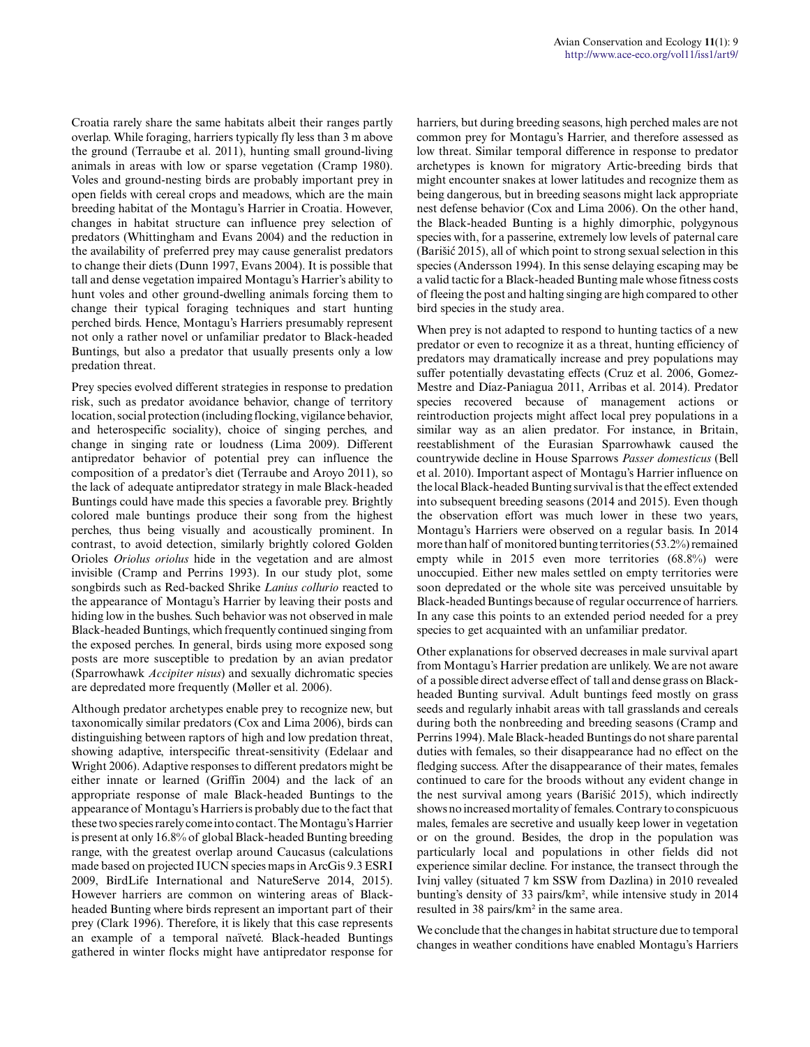Croatia rarely share the same habitats albeit their ranges partly overlap. While foraging, harriers typically fly less than 3 m above the ground (Terraube et al. 2011), hunting small ground-living animals in areas with low or sparse vegetation (Cramp 1980). Voles and ground-nesting birds are probably important prey in open fields with cereal crops and meadows, which are the main breeding habitat of the Montagu's Harrier in Croatia. However, changes in habitat structure can influence prey selection of predators (Whittingham and Evans 2004) and the reduction in the availability of preferred prey may cause generalist predators to change their diets (Dunn 1997, Evans 2004). It is possible that tall and dense vegetation impaired Montagu's Harrier's ability to hunt voles and other ground-dwelling animals forcing them to change their typical foraging techniques and start hunting perched birds. Hence, Montagu's Harriers presumably represent not only a rather novel or unfamiliar predator to Black-headed Buntings, but also a predator that usually presents only a low predation threat.

Prey species evolved different strategies in response to predation risk, such as predator avoidance behavior, change of territory location, social protection (including flocking, vigilance behavior, and heterospecific sociality), choice of singing perches, and change in singing rate or loudness (Lima 2009). Different antipredator behavior of potential prey can influence the composition of a predator's diet (Terraube and Aroyo 2011), so the lack of adequate antipredator strategy in male Black-headed Buntings could have made this species a favorable prey. Brightly colored male buntings produce their song from the highest perches, thus being visually and acoustically prominent. In contrast, to avoid detection, similarly brightly colored Golden Orioles *Oriolus oriolus* hide in the vegetation and are almost invisible (Cramp and Perrins 1993). In our study plot, some songbirds such as Red-backed Shrike *Lanius collurio* reacted to the appearance of Montagu's Harrier by leaving their posts and hiding low in the bushes. Such behavior was not observed in male Black-headed Buntings, which frequently continued singing from the exposed perches. In general, birds using more exposed song posts are more susceptible to predation by an avian predator (Sparrowhawk *Accipiter nisus*) and sexually dichromatic species are depredated more frequently (Møller et al. 2006).

Although predator archetypes enable prey to recognize new, but taxonomically similar predators (Cox and Lima 2006), birds can distinguishing between raptors of high and low predation threat, showing adaptive, interspecific threat-sensitivity (Edelaar and Wright 2006). Adaptive responses to different predators might be either innate or learned (Griffin 2004) and the lack of an appropriate response of male Black-headed Buntings to the appearance of Montagu's Harriers is probably due to the fact that these two species rarely come into contact. The Montagu's Harrier is present at only 16.8% of global Black-headed Bunting breeding range, with the greatest overlap around Caucasus (calculations made based on projected IUCN species maps in ArcGis 9.3 ESRI 2009, BirdLife International and NatureServe 2014, 2015). However harriers are common on wintering areas of Black-headed Bunting where birds represent an important part of their prey (Clark 1996). Therefore, it is likely that this case represents an example of a temporal naïveté. Black-headed Buntings gathered in winter flocks might have antipredator response for harriers, but during breeding seasons, high perched males are not common prey for Montagu's Harrier, and therefore assessed as low threat. Similar temporal difference in response to predator archetypes is known for migratory Artic-breeding birds that might encounter snakes at lower latitudes and recognize them as being dangerous, but in breeding seasons might lack appropriate nest defense behavior (Cox and Lima 2006). On the other hand, the Black-headed Bunting is a highly dimorphic, polygynous species with, for a passerine, extremely low levels of paternal care (Barišić 2015), all of which point to strong sexual selection in this species (Andersson 1994). In this sense delaying escaping may be a valid tactic for a Black-headed Bunting male whose fitness costs of fleeing the post and halting singing are high compared to other bird species in the study area.

When prey is not adapted to respond to hunting tactics of a new predator or even to recognize it as a threat, hunting efficiency of predators may dramatically increase and prey populations may suffer potentially devastating effects (Cruz et al. 2006, Gomez-Mestre and Díaz-Paniagua 2011, Arribas et al. 2014). Predator species recovered because of management actions or reintroduction projects might affect local prey populations in a similar way as an alien predator. For instance, in Britain, reestablishment of the Eurasian Sparrowhawk caused the countrywide decline in House Sparrows *Passer domesticus* (Bell et al. 2010). Important aspect of Montagu's Harrier influence on the local Black-headed Bunting survival is that the effect extended into subsequent breeding seasons (2014 and 2015). Even though the observation effort was much lower in these two years, Montagu's Harriers were observed on a regular basis. In 2014 more than half of monitored bunting territories (53.2%) remained empty while in 2015 even more territories (68.8%) were unoccupied. Either new males settled on empty territories were soon depredated or the whole site was perceived unsuitable by Black-headed Buntings because of regular occurrence of harriers. In any case this points to an extended period needed for a prey species to get acquainted with an unfamiliar predator.

Other explanations for observed decreases in male survival apart from Montagu's Harrier predation are unlikely. We are not aware of a possible direct adverse effect of tall and dense grass on Black-headed Bunting survival. Adult buntings feed mostly on grass seeds and regularly inhabit areas with tall grasslands and cereals during both the nonbreeding and breeding seasons (Cramp and Perrins 1994). Male Black-headed Buntings do not share parental duties with females, so their disappearance had no effect on the fledging success. After the disappearance of their mates, females continued to care for the broods without any evident change in the nest survival among years (Barišić 2015), which indirectly shows no increased mortality of females. Contrary to conspicuous males, females are secretive and usually keep lower in vegetation or on the ground. Besides, the drop in the population was particularly local and populations in other fields did not experience similar decline. For instance, the transect through the Ivinj valley (situated 7 km SSW from Dazlina) in 2010 revealed bunting's density of 33 pairs/km², while intensive study in 2014 resulted in 38 pairs/km² in the same area.

We conclude that the changes in habitat structure due to temporal changes in weather conditions have enabled Montagu's Harriers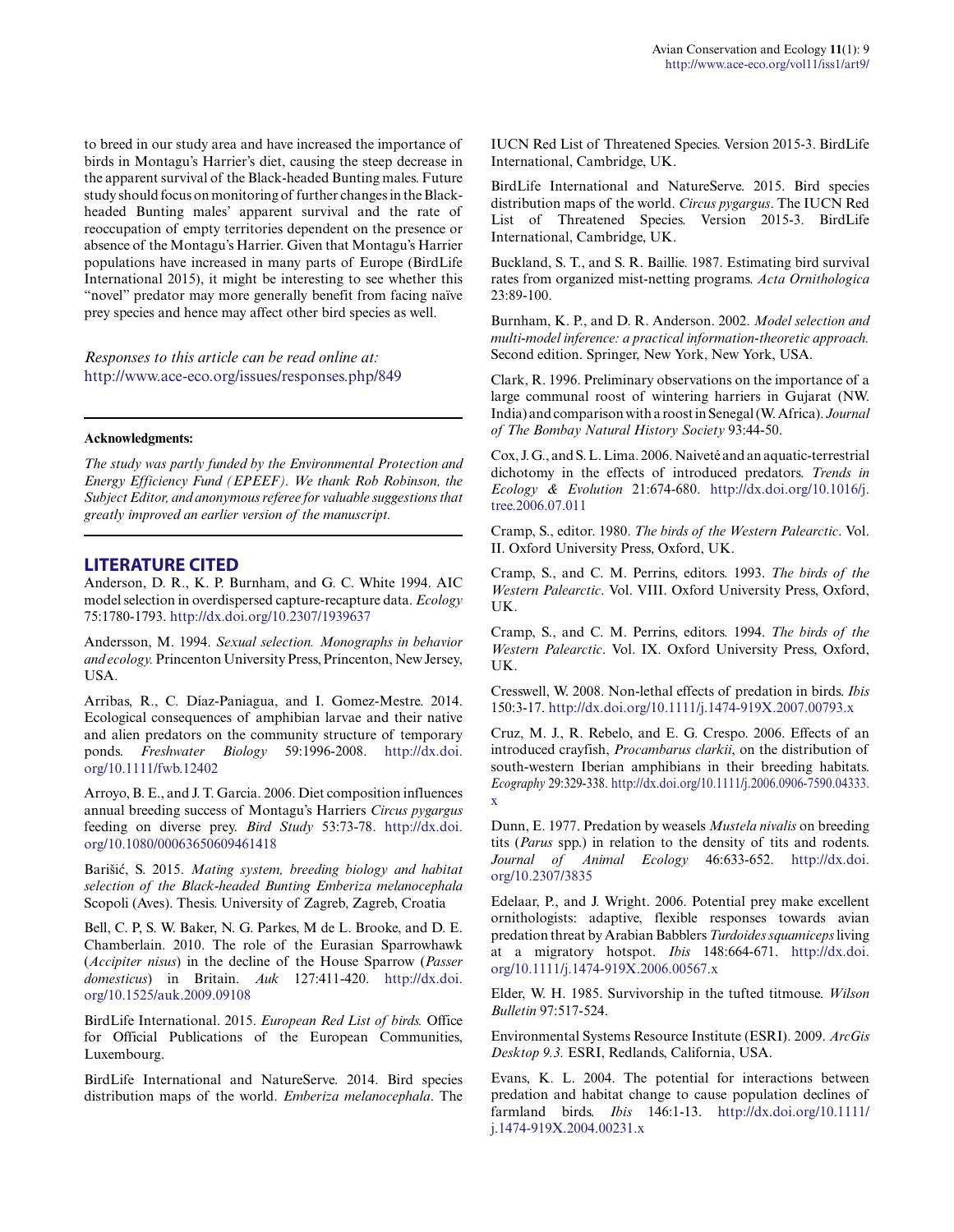to breed in our study area and have increased the importance of birds in Montagu's Harrier's diet, causing the steep decrease in the apparent survival of the Black-headed Bunting males. Future study should focus on monitoring of further changes in the Black-headed Bunting males' apparent survival and the rate of reoccupation of empty territories dependent on the presence or absence of the Montagu's Harrier. Given that Montagu's Harrier populations have increased in many parts of Europe (BirdLife International 2015), it might be interesting to see whether this "novel" predator may more generally benefit from facing naïve prey species and hence may affect other bird species as well.

*Responses to this article can be read online at:*
http://www.ace-eco.org/issues/responses.php/849

**Acknowledgments:**

*The study was partly funded by the Environmental Protection and Energy Efficiency Fund (EPEEF). We thank Rob Robinson, the Subject Editor, and anonymous referee for valuable suggestions that greatly improved an earlier version of the manuscript.*

## LITERATURE CITED

Anderson, D. R., K. P. Burnham, and G. C. White 1994. AIC model selection in overdispersed capture-recapture data. *Ecology* 75:1780-1793. http://dx.doi.org/10.2307/1939637

Andersson, M. 1994. *Sexual selection. Monographs in behavior and ecology.* Princenton University Press, Princenton, New Jersey, USA.

Arribas, R., C. Díaz-Paniagua, and I. Gomez-Mestre. 2014. Ecological consequences of amphibian larvae and their native and alien predators on the community structure of temporary ponds. *Freshwater Biology* 59:1996-2008. http://dx.doi.org/10.1111/fwb.12402

Arroyo, B. E., and J. T. Garcia. 2006. Diet composition influences annual breeding success of Montagu's Harriers *Circus pygargus* feeding on diverse prey. *Bird Study* 53:73-78. http://dx.doi.org/10.1080/00063650609461418

Barišić, S. 2015. *Mating system, breeding biology and habitat selection of the Black-headed Bunting Emberiza melanocephala* Scopoli (Aves). Thesis. University of Zagreb, Zagreb, Croatia

Bell, C. P, S. W. Baker, N. G. Parkes, M de L. Brooke, and D. E. Chamberlain. 2010. The role of the Eurasian Sparrowhawk (*Accipiter nisus*) in the decline of the House Sparrow (*Passer domesticus*) in Britain. *Auk* 127:411-420. http://dx.doi.org/10.1525/auk.2009.09108

BirdLife International. 2015. *European Red List of birds.* Office for Official Publications of the European Communities, Luxembourg.

BirdLife International and NatureServe. 2014. Bird species distribution maps of the world. *Emberiza melanocephala*. The IUCN Red List of Threatened Species. Version 2015-3. BirdLife International, Cambridge, UK.

BirdLife International and NatureServe. 2015. Bird species distribution maps of the world. *Circus pygargus*. The IUCN Red List of Threatened Species. Version 2015-3. BirdLife International, Cambridge, UK.

Buckland, S. T., and S. R. Baillie. 1987. Estimating bird survival rates from organized mist-netting programs. *Acta Ornithologica* 23:89-100.

Burnham, K. P., and D. R. Anderson. 2002. *Model selection and multi-model inference: a practical information-theoretic approach.* Second edition. Springer, New York, New York, USA.

Clark, R. 1996. Preliminary observations on the importance of a large communal roost of wintering harriers in Gujarat (NW. India) and comparison with a roost in Senegal (W. Africa). *Journal of The Bombay Natural History Society* 93:44-50.

Cox, J. G., and S. L. Lima. 2006. Naiveté and an aquatic-terrestrial dichotomy in the effects of introduced predators. *Trends in Ecology & Evolution* 21:674-680. http://dx.doi.org/10.1016/j.tree.2006.07.011

Cramp, S., editor. 1980. *The birds of the Western Palearctic*. Vol. II. Oxford University Press, Oxford, UK.

Cramp, S., and C. M. Perrins, editors. 1993. *The birds of the Western Palearctic*. Vol. VIII. Oxford University Press, Oxford, UK.

Cramp, S., and C. M. Perrins, editors. 1994. *The birds of the Western Palearctic*. Vol. IX. Oxford University Press, Oxford, UK.

Cresswell, W. 2008. Non-lethal effects of predation in birds. *Ibis* 150:3-17. http://dx.doi.org/10.1111/j.1474-919X.2007.00793.x

Cruz, M. J., R. Rebelo, and E. G. Crespo. 2006. Effects of an introduced crayfish, *Procambarus clarkii*, on the distribution of south-western Iberian amphibians in their breeding habitats. *Ecography* 29:329-338. http://dx.doi.org/10.1111/j.2006.0906-7590.04333.x

Dunn, E. 1977. Predation by weasels *Mustela nivalis* on breeding tits (*Parus* spp.) in relation to the density of tits and rodents. *Journal of Animal Ecology* 46:633-652. http://dx.doi.org/10.2307/3835

Edelaar, P., and J. Wright. 2006. Potential prey make excellent ornithologists: adaptive, flexible responses towards avian predation threat by Arabian Babblers *Turdoides squamiceps* living at a migratory hotspot. *Ibis* 148:664-671. http://dx.doi.org/10.1111/j.1474-919X.2006.00567.x

Elder, W. H. 1985. Survivorship in the tufted titmouse. *Wilson Bulletin* 97:517-524.

Environmental Systems Resource Institute (ESRI). 2009. *ArcGis Desktop 9.3.* ESRI, Redlands, California, USA.

Evans, K. L. 2004. The potential for interactions between predation and habitat change to cause population declines of farmland birds. *Ibis* 146:1-13. http://dx.doi.org/10.1111/j.1474-919X.2004.00231.x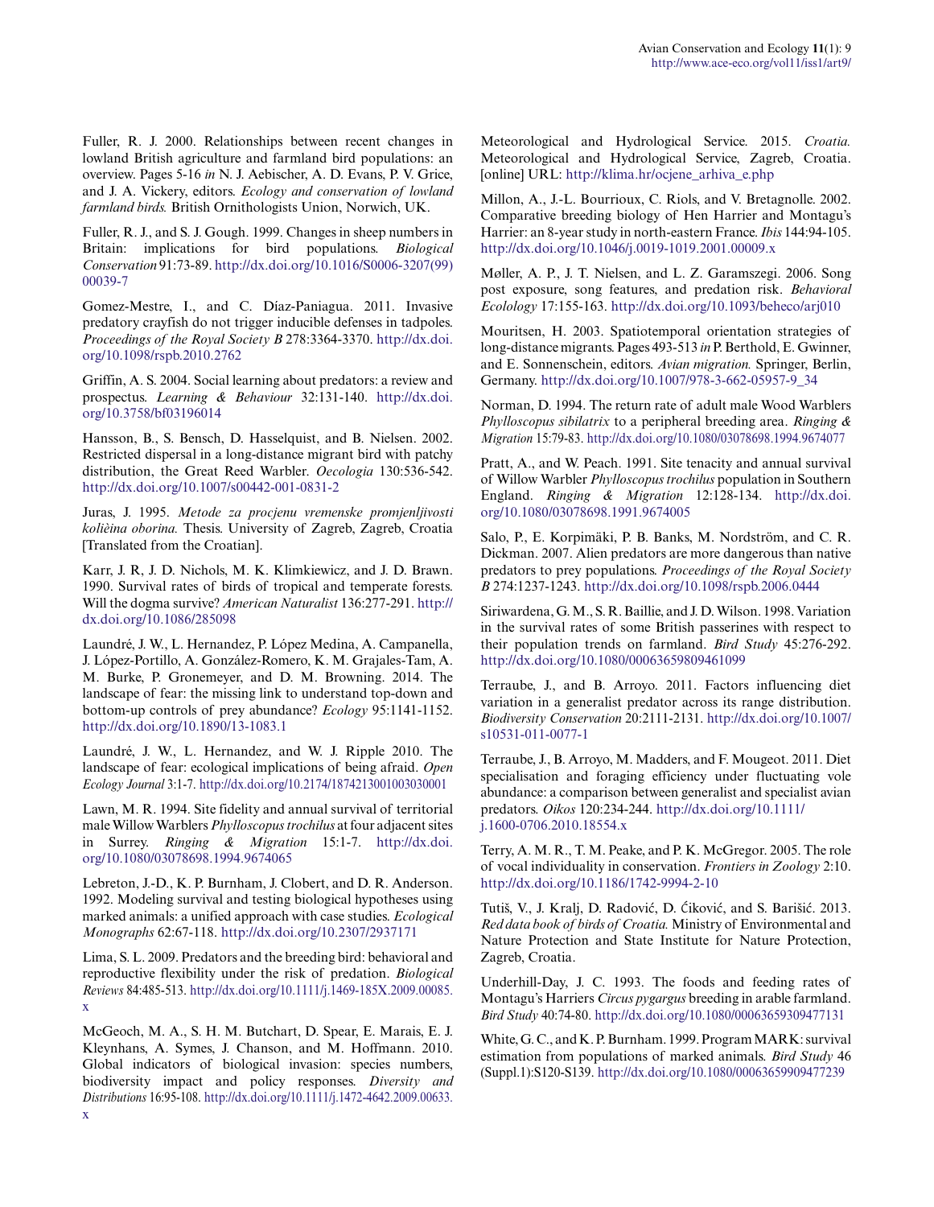Fuller, R. J. 2000. Relationships between recent changes in lowland British agriculture and farmland bird populations: an overview. Pages 5-16 *in* N. J. Aebischer, A. D. Evans, P. V. Grice, and J. A. Vickery, editors. *Ecology and conservation of lowland farmland birds.* British Ornithologists Union, Norwich, UK.

Fuller, R. J., and S. J. Gough. 1999. Changes in sheep numbers in Britain: implications for bird populations. *Biological Conservation* 91:73-89. http://dx.doi.org/10.1016/S0006-3207(99)00039-7

Gomez-Mestre, I., and C. Díaz-Paniagua. 2011. Invasive predatory crayfish do not trigger inducible defenses in tadpoles. *Proceedings of the Royal Society B* 278:3364-3370. http://dx.doi.org/10.1098/rspb.2010.2762

Griffin, A. S. 2004. Social learning about predators: a review and prospectus. *Learning & Behaviour* 32:131-140. http://dx.doi.org/10.3758/bf03196014

Hansson, B., S. Bensch, D. Hasselquist, and B. Nielsen. 2002. Restricted dispersal in a long-distance migrant bird with patchy distribution, the Great Reed Warbler. *Oecologia* 130:536-542. http://dx.doi.org/10.1007/s00442-001-0831-2

Juras, J. 1995. *Metode za procjenu vremenske promjenljivosti kolièina oborina.* Thesis. University of Zagreb, Zagreb, Croatia [Translated from the Croatian].

Karr, J. R, J. D. Nichols, M. K. Klimkiewicz, and J. D. Brawn. 1990. Survival rates of birds of tropical and temperate forests. Will the dogma survive? *American Naturalist* 136:277-291. http://dx.doi.org/10.1086/285098

Laundré, J. W., L. Hernandez, P. López Medina, A. Campanella, J. López-Portillo, A. González-Romero, K. M. Grajales-Tam, A. M. Burke, P. Gronemeyer, and D. M. Browning. 2014. The landscape of fear: the missing link to understand top-down and bottom-up controls of prey abundance? *Ecology* 95:1141-1152. http://dx.doi.org/10.1890/13-1083.1

Laundré, J. W., L. Hernandez, and W. J. Ripple 2010. The landscape of fear: ecological implications of being afraid. *Open Ecology Journal* 3:1-7. http://dx.doi.org/10.2174/1874213001003030001

Lawn, M. R. 1994. Site fidelity and annual survival of territorial male Willow Warblers *Phylloscopus trochilus* at four adjacent sites in Surrey. *Ringing & Migration* 15:1-7. http://dx.doi.org/10.1080/03078698.1994.9674065

Lebreton, J.-D., K. P. Burnham, J. Clobert, and D. R. Anderson. 1992. Modeling survival and testing biological hypotheses using marked animals: a unified approach with case studies. *Ecological Monographs* 62:67-118. http://dx.doi.org/10.2307/2937171

Lima, S. L. 2009. Predators and the breeding bird: behavioral and reproductive flexibility under the risk of predation. *Biological Reviews* 84:485-513. http://dx.doi.org/10.1111/j.1469-185X.2009.00085.x

McGeoch, M. A., S. H. M. Butchart, D. Spear, E. Marais, E. J. Kleynhans, A. Symes, J. Chanson, and M. Hoffmann. 2010. Global indicators of biological invasion: species numbers, biodiversity impact and policy responses. *Diversity and Distributions* 16:95-108. http://dx.doi.org/10.1111/j.1472-4642.2009.00633.x

Meteorological and Hydrological Service. 2015. *Croatia.* Meteorological and Hydrological Service, Zagreb, Croatia. [online] URL: http://klima.hr/ocjene_arhiva_e.php

Millon, A., J.-L. Bourrioux, C. Riols, and V. Bretagnolle. 2002. Comparative breeding biology of Hen Harrier and Montagu's Harrier: an 8-year study in north-eastern France. *Ibis* 144:94-105. http://dx.doi.org/10.1046/j.0019-1019.2001.00009.x

Møller, A. P., J. T. Nielsen, and L. Z. Garamszegi. 2006. Song post exposure, song features, and predation risk. *Behavioral Ecology* 17:155-163. http://dx.doi.org/10.1093/beheco/arj010

Mouritsen, H. 2003. Spatiotemporal orientation strategies of long-distance migrants. Pages 493-513 *in* P. Berthold, E. Gwinner, and E. Sonnenschein, editors. *Avian migration.* Springer, Berlin, Germany. http://dx.doi.org/10.1007/978-3-662-05957-9_34

Norman, D. 1994. The return rate of adult male Wood Warblers *Phylloscopus sibilatrix* to a peripheral breeding area. *Ringing & Migration* 15:79-83. http://dx.doi.org/10.1080/03078698.1994.9674077

Pratt, A., and W. Peach. 1991. Site tenacity and annual survival of Willow Warbler *Phylloscopus trochilus* population in Southern England. *Ringing & Migration* 12:128-134. http://dx.doi.org/10.1080/03078698.1991.9674005

Salo, P., E. Korpimäki, P. B. Banks, M. Nordström, and C. R. Dickman. 2007. Alien predators are more dangerous than native predators to prey populations. *Proceedings of the Royal Society B* 274:1237-1243. http://dx.doi.org/10.1098/rspb.2006.0444

Siriwardena, G. M., S. R. Baillie, and J. D. Wilson. 1998. Variation in the survival rates of some British passerines with respect to their population trends on farmland. *Bird Study* 45:276-292. http://dx.doi.org/10.1080/00063659809461099

Terraube, J., and B. Arroyo. 2011. Factors influencing diet variation in a generalist predator across its range distribution. *Biodiversity Conservation* 20:2111-2131. http://dx.doi.org/10.1007/s10531-011-0077-1

Terraube, J., B. Arroyo, M. Madders, and F. Mougeot. 2011. Diet specialisation and foraging efficiency under fluctuating vole abundance: a comparison between generalist and specialist avian predators. *Oikos* 120:234-244. http://dx.doi.org/10.1111/j.1600-0706.2010.18554.x

Terry, A. M. R., T. M. Peake, and P. K. McGregor. 2005. The role of vocal individuality in conservation. *Frontiers in Zoology* 2:10. http://dx.doi.org/10.1186/1742-9994-2-10

Tutiš, V., J. Kralj, D. Radović, D. Ćiković, and S. Barišić. 2013. *Red data book of birds of Croatia.* Ministry of Environmental and Nature Protection and State Institute for Nature Protection, Zagreb, Croatia.

Underhill-Day, J. C. 1993. The foods and feeding rates of Montagu's Harriers *Circus pygargus* breeding in arable farmland. *Bird Study* 40:74-80. http://dx.doi.org/10.1080/00063659309477131

White, G. C., and K. P. Burnham. 1999. Program MARK: survival estimation from populations of marked animals. *Bird Study* 46 (Suppl.1):S120-S139. http://dx.doi.org/10.1080/00063659909477239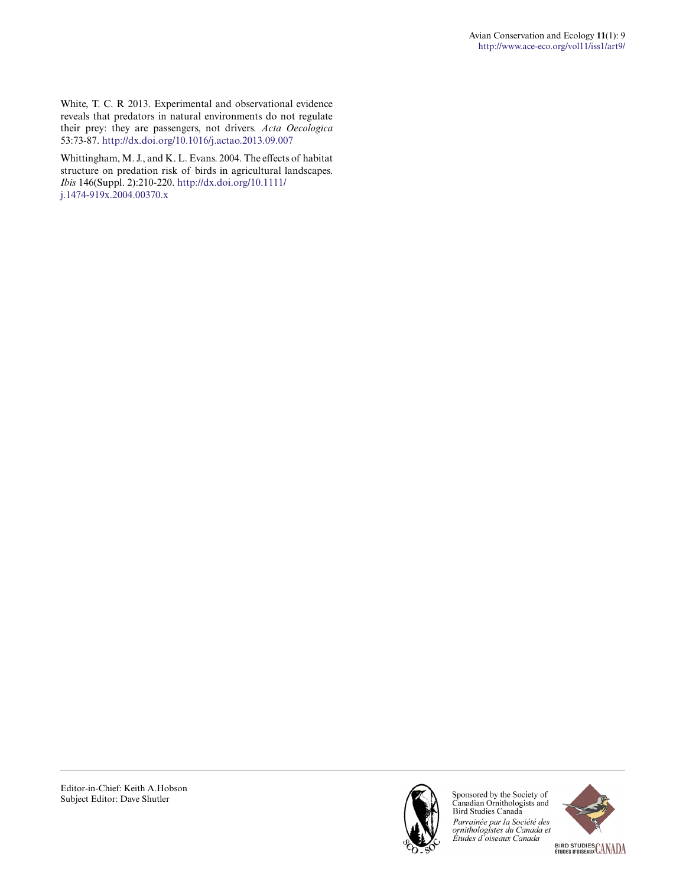White, T. C. R 2013. Experimental and observational evidence reveals that predators in natural environments do not regulate their prey: they are passengers, not drivers. *Acta Oecologica* 53:73-87. http://dx.doi.org/10.1016/j.actao.2013.09.007

Whittingham, M. J., and K. L. Evans. 2004. The effects of habitat structure on predation risk of birds in agricultural landscapes. *Ibis* 146(Suppl. 2):210-220. http://dx.doi.org/10.1111/j.1474-919x.2004.00370.x

Editor-in-Chief: Keith A.Hobson
Subject Editor: Dave Shutler

Sponsored by the Society of Canadian Ornithologists and Bird Studies Canada

*Parrainée par la Société des ornithologistes du Canada et Études d'oiseaux Canada*